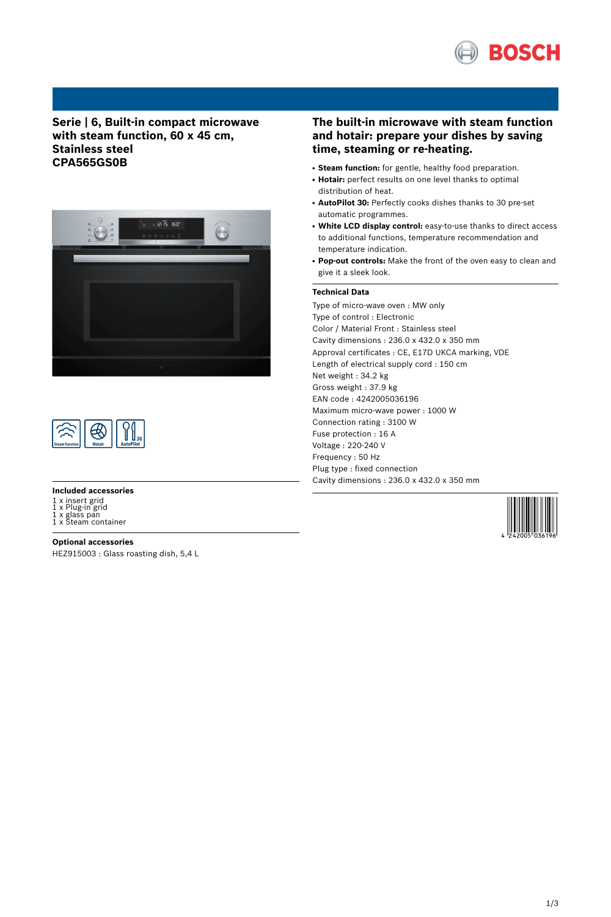# Serie | 6, Built-in compact microwave with steam function, 60 x 45 cm, Stainless steel
# CPA565GS0B

## The built-in microwave with steam function and hotair: prepare your dishes by saving time, steaming or re-heating.

- **Steam function:** for gentle, healthy food preparation.
- **Hotair:** perfect results on one level thanks to optimal distribution of heat.
- **AutoPilot 30:** Perfectly cooks dishes thanks to 30 pre-set automatic programmes.
- **White LCD display control:** easy-to-use thanks to direct access to additional functions, temperature recommendation and temperature indication.
- **Pop-out controls:** Make the front of the oven easy to clean and give it a sleek look.

### Technical Data

Type of micro-wave oven : MW only
Type of control : Electronic
Color / Material Front : Stainless steel
Cavity dimensions : 236.0 x 432.0 x 350 mm
Approval certificates : CE, E17D UKCA marking, VDE
Length of electrical supply cord : 150 cm
Net weight : 34.2 kg
Gross weight : 37.9 kg
EAN code : 4242005036196
Maximum micro-wave power : 1000 W
Connection rating : 3100 W
Fuse protection : 16 A
Voltage : 220-240 V
Frequency : 50 Hz
Plug type : fixed connection
Cavity dimensions : 236.0 x 432.0 x 350 mm

4 242005 036196

### Included accessories

1 x insert grid
1 x Plug-in grid
1 x glass pan
1 x Steam container

### Optional accessories

HEZ915003 : Glass roasting dish, 5,4 L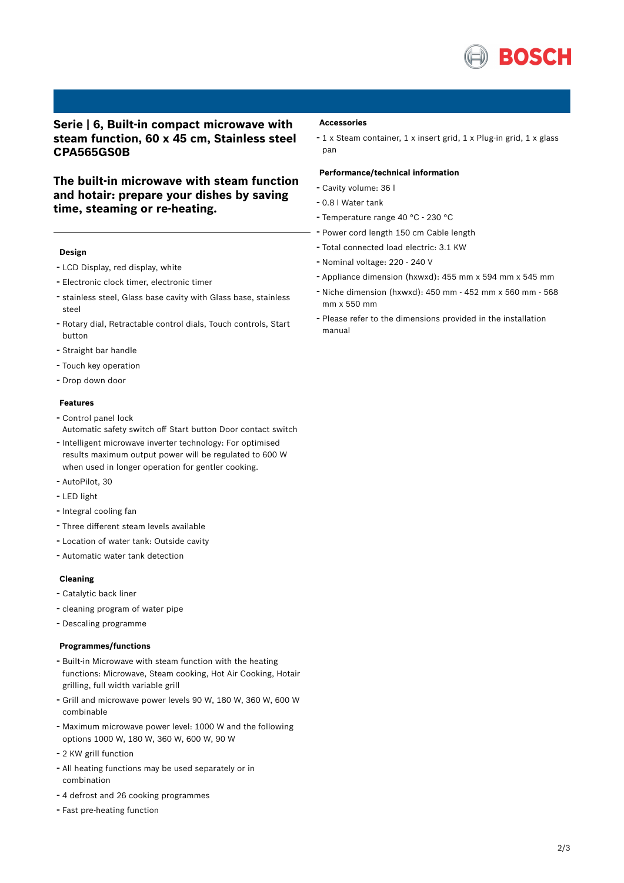## Serie | 6, Built-in compact microwave with steam function, 60 x 45 cm, Stainless steel CPA565GS0B

## The built-in microwave with steam function and hotair: prepare your dishes by saving time, steaming or re-heating.

### Design

- LCD Display, red display, white
- Electronic clock timer, electronic timer
- stainless steel, Glass base cavity with Glass base, stainless steel
- Rotary dial, Retractable control dials, Touch controls, Start button
- Straight bar handle
- Touch key operation
- Drop down door

### Features

- Control panel lock
  Automatic safety switch off Start button Door contact switch
- Intelligent microwave inverter technology: For optimised results maximum output power will be regulated to 600 W when used in longer operation for gentler cooking.
- AutoPilot, 30
- LED light
- Integral cooling fan
- Three different steam levels available
- Location of water tank: Outside cavity
- Automatic water tank detection

### Cleaning

- Catalytic back liner
- cleaning program of water pipe
- Descaling programme

### Programmes/functions

- Built-in Microwave with steam function with the heating functions: Microwave, Steam cooking, Hot Air Cooking, Hotair grilling, full width variable grill
- Grill and microwave power levels 90 W, 180 W, 360 W, 600 W combinable
- Maximum microwave power level: 1000 W and the following options 1000 W, 180 W, 360 W, 600 W, 90 W
- 2 KW grill function
- All heating functions may be used separately or in combination
- 4 defrost and 26 cooking programmes
- Fast pre-heating function

### Accessories

- 1 x Steam container, 1 x insert grid, 1 x Plug-in grid, 1 x glass pan

### Performance/technical information

- Cavity volume: 36 l
- 0.8 l Water tank
- Temperature range 40 °C - 230 °C
- Power cord length 150 cm Cable length
- Total connected load electric: 3.1 KW
- Nominal voltage: 220 - 240 V
- Appliance dimension (hxwxd): 455 mm x 594 mm x 545 mm
- Niche dimension (hxwxd): 450 mm - 452 mm x 560 mm - 568 mm x 550 mm
- Please refer to the dimensions provided in the installation manual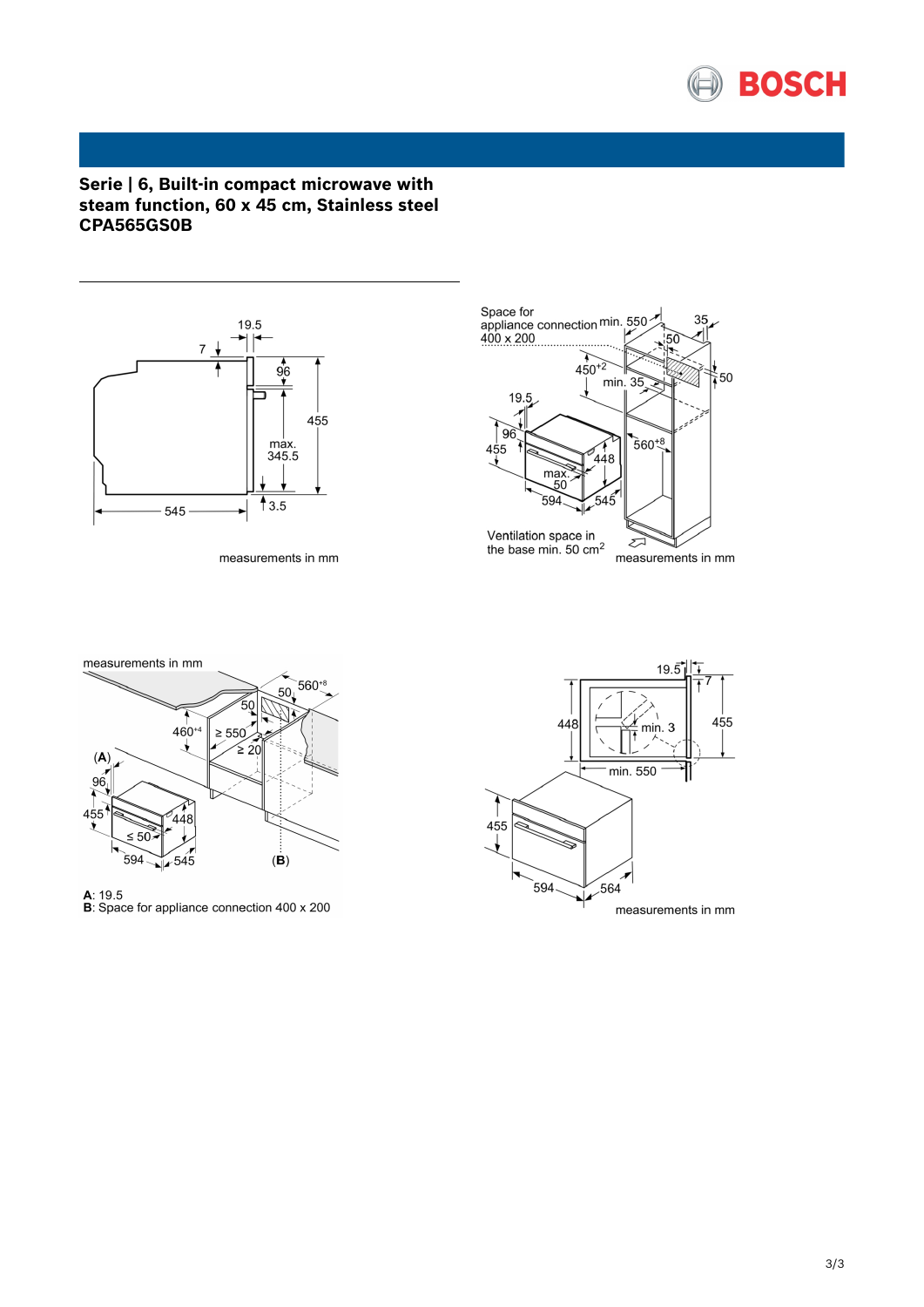**Serie | 6, Built-in compact microwave with steam function, 60 x 45 cm, Stainless steel CPA565GS0B**

19.5
7
96
455
max.
345.5
545
3.5

measurements in mm

Space for appliance connection 400 x 200
min. 550
35
50
$450^{+2}$
min. 35
50
19.5
96
455
448
$560^{+8}$
max.
50
594
545

Ventilation space in the base min. 50 $cm^2$

measurements in mm

measurements in mm
$560^{+8}$
50
50
$460^{+4}$
≥ 550
≥ 20
(A)
96
455
448
≤ 50
594
545
(B)

**A**: 19.5
**B**: Space for appliance connection 400 x 200

19.5
7
448
min. 3
455
min. 550
455
594
564

measurements in mm